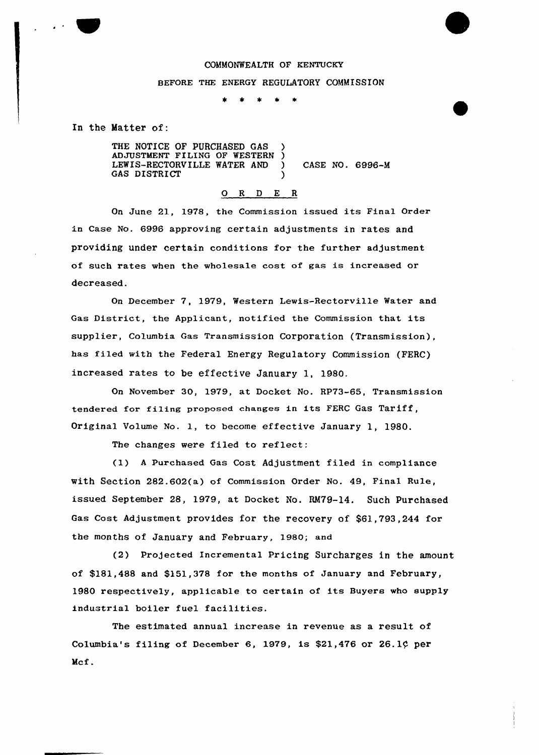COMMONWEALTH OF KENTUCKY

BEFORE THE ENERGY REGULATORY COMMISSION

\* \* \* \* \*

In the Matter of:

THE NOTICE OF PURCHASED GAS ADJUSTMENT FILING OF WESTERN LEWIS-RECTORVILLE WATER AND GAS DISTRICT ) CASE NO. 6996-M

## ORDER

On June 21, 1978, the Commission issued its Final Order in Case No. 6996 approving certain adjustments in rates and providing under certain conditions for the further adjustment of such rates when the wholesale cost of gas is increased or decreased.

On December 7, 1979, Western Lewis-Rectorville Water and Gas District, the Applicant, notified the Commission that its supplier, Columbia Gas Transmission Corporation (Transmission), has filed with the Federal Energy Regulatory Commission (FERC) increased rates to be effective January 1, 1980.

On November 30, 1979, at Docket No. RP73-65, Transmission tendered for filing proposed changes in its FERC Gas Tariff, Original Volume No. 1, to become effective January 1, 1980.

The changes were filed to reflect:

(1) A Purchased Gas Cost Adjustment filed in compliance with Section 282.602(a) of Commission Order No. 49, Final Rule, issued September 28, 1979, at Docket No. RM79-14. Such Purchased Gas Cost Adjustment provides for the recovery of $61,793,244 for the months of January and February, 1980; and

(2) Projected Incremental Pricing Surcharges in the amount of $181,488 and $151,378 for the months of January and February, 1980 respectively, applicable to certain of its Buyers who supply industrial boiler fuel facilities.

The estimated annual increase in revenue as a result of Columbia's filing of December 6, 1979, is $21,476 or 26.1¢ per Mcf.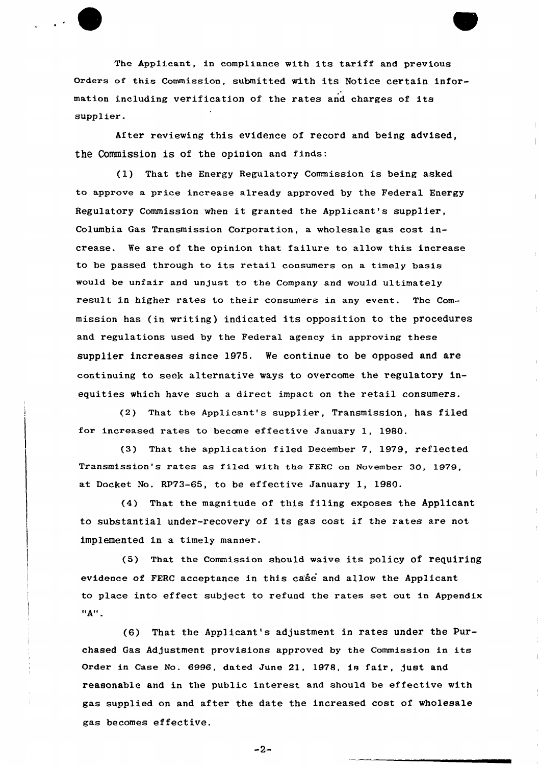The Applicant, in compliance with its tariff and previous Orders of this Commission, submitted with its Notice certain information including verification of the rates and charges of its supplier.

After reviewing this evidence of record and being advised, the Commission is of the opinion and finds:

(1) That the Energy Regulatory Commission is being asked to approve a price increase already approved by the Federal Energy Regulatory Commission when it granted the Applicant's supplier, Columbia Gas Transmission Corporation, a wholesale gas cost increase. We are of the opinion that failure to allow this increase to be passed through to its retail consumers on a timely basis would be unfair and unjust to the Company and would ultimately result in higher rates to their consumers in any event. The Commission has (in writing) indicated its opposition to the procedures and regulations used by the Federal agency in approving these supplier increases since 1975. We continue to be opposed and are continuing to seek alternative ways to overcome the regulatory inequities which have such a direct impact on the retail consumers.

(2) That the Applicant's supplier, Transmission, has filed for increased rates to become effective January 1, 1980.

(3) That the application filed December 7, 1979, reflected Transmission's rates as filed with the FERC on November 30, 1979, at Docket No. RP73-65, to be effective January 1, 1980.

(4) That the magnitude of this filing exposes the Applicant to substantial under-recovery of its gas cost if the rates are not implemented in a timely manner.

(5) That the Commission should waive its policy of requiring evidence of FERC acceptance in this case and allow the Applicant to place into effect subject to refund the rates set out in Appendix "A".

(6) That the Applicant's adjustment in rates under the Purchased Gas Adjustment provisions approved by the Commission in its Order in Case No. 6996, dated June 21, 1978, is fair, just and reasonable and in the public interest and should be effective with gas supplied on and after the date the increased cost of wholesale gas becomes effective.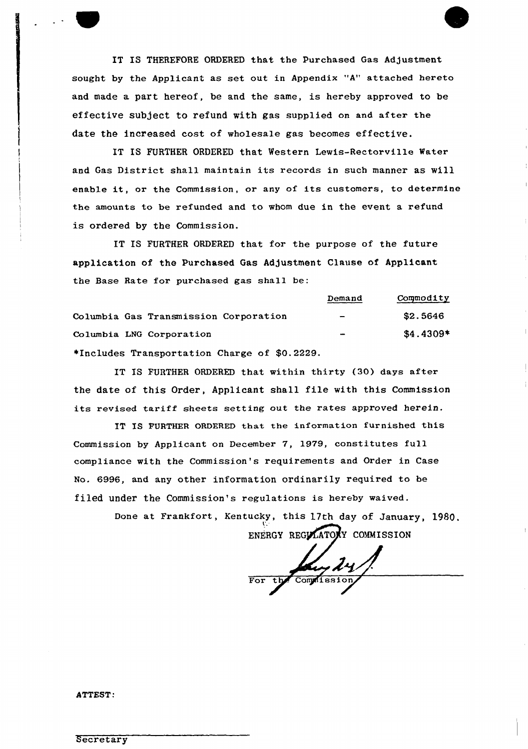IT IS THEREFORE ORDERED that the Purchased Gas Adjustment sought by the Applicant as set out in Appendix "A" attached hereto and made a part hereof, be and the same, is hereby approved to be effective subject to refund with gas supplied on and after the date the increased cost of wholesale gas becomes effective.

IT IS FURTHER ORDERED that Western Lewis-Rectorville Water and Gas District shall maintain its records in such manner as will enable it, or the Commission, or any of its customers, to determine the amounts to be refunded and to whom due in the event a refund is ordered by the Commission.

IT IS FURTHER ORDERED that for the purpose of the future application of the Purchased Gas Adjustment Clause of Applicant the Base Rate for purchased gas shall be:

| | Demand | Commodity |
|---|---|---|
| Columbia Gas Transmission Corporation | - | $2.5646 |
| Columbia LNG Corporation | - | $4.4309* |

*Includes Transportation Charge of $0.2229.

IT IS FURTHER ORDERED that within thirty (30) days after the date of this Order, Applicant shall file with this Commission its revised tariff sheets setting out the rates approved herein.

IT IS FURTHER ORDERED that the information furnished this Commission by Applicant on December 7, 1979, constitutes full compliance with the Commission's requirements and Order in Case No. 6996, and any other information ordinarily required to be filed under the Commission's regulations is hereby waived.

Done at Frankfort, Kentucky, this 17th day of January, 1980.

ENERGY REGULATORY COMMISSION

For the Commission

ATTEST:

Secretary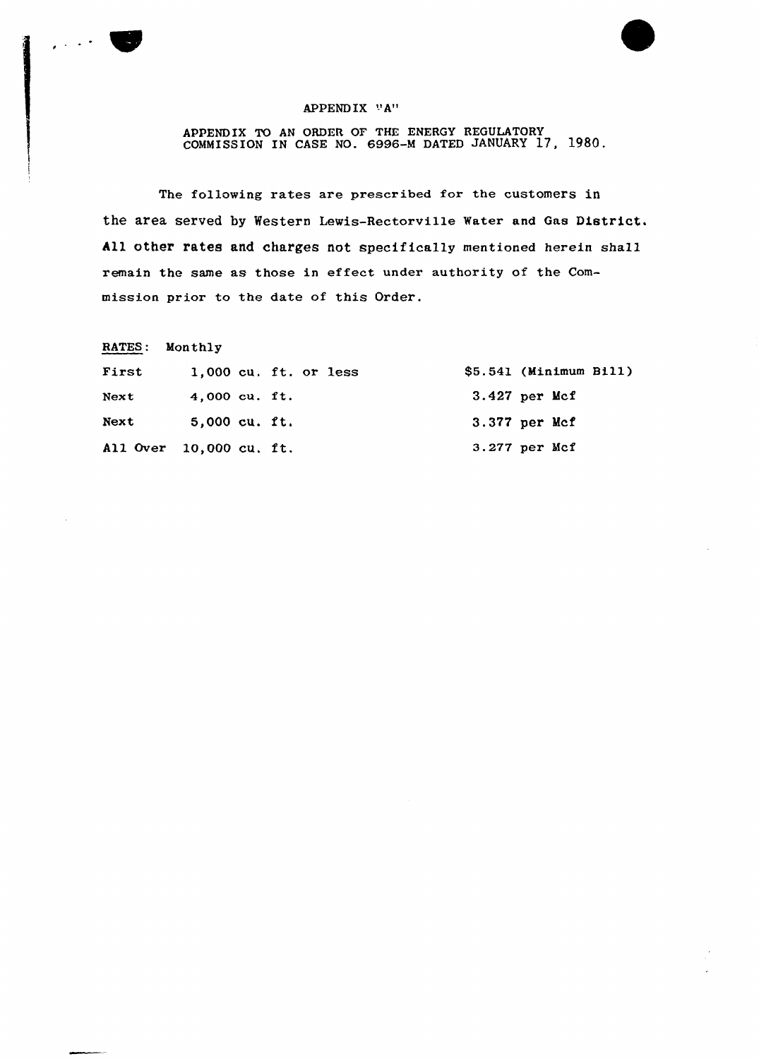APPENDIX "A"

APPENDIX TO AN ORDER OF THE ENERGY REGULATORY COMMISSION IN CASE NO. 6996-M DATED JANUARY 17, 1980.

The following rates are prescribed for the customers in the area served by Western Lewis-Rectorville Water and Gas District. All other rates and charges not specifically mentioned herein shall remain the same as those in effect under authority of the Commission prior to the date of this Order.

RATES: Monthly

| | | |
|---|---|---|
| First | 1,000 cu. ft. or less | $5.541 (Minimum Bill) |
| Next | 4,000 cu. ft. | 3.427 per Mcf |
| Next | 5,000 cu. ft. | 3.377 per Mcf |
| All Over | 10,000 cu. ft. | 3.277 per Mcf |